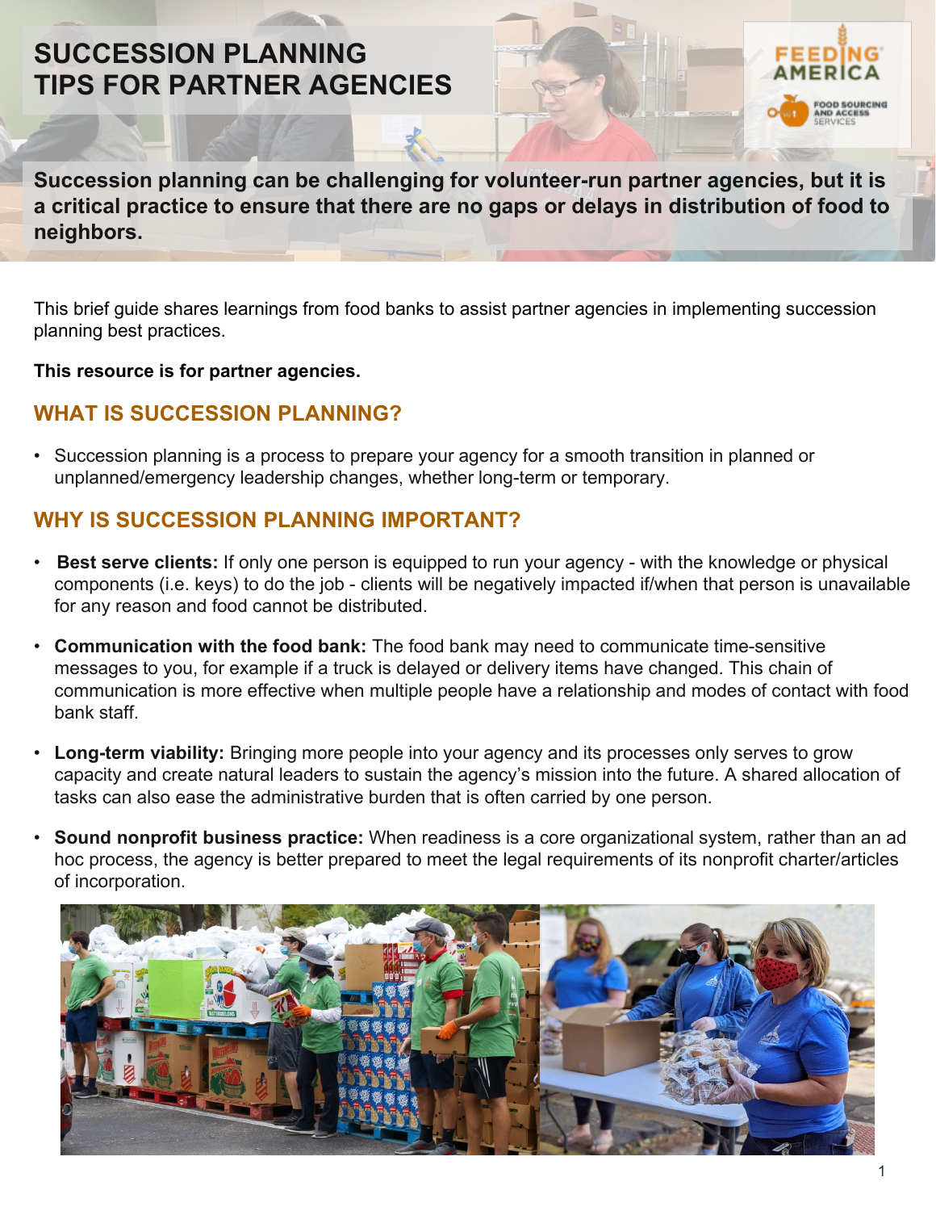# SUCCESSION PLANNING TIPS FOR PARTNER AGENCIES

**Succession planning can be challenging for volunteer-run partner agencies, but it is a critical practice to ensure that there are no gaps or delays in distribution of food to neighbors.**

This brief guide shares learnings from food banks to assist partner agencies in implementing succession planning best practices.

**This resource is for partner agencies.**

## WHAT IS SUCCESSION PLANNING?

- Succession planning is a process to prepare your agency for a smooth transition in planned or unplanned/emergency leadership changes, whether long-term or temporary.

## WHY IS SUCCESSION PLANNING IMPORTANT?

- **Best serve clients:** If only one person is equipped to run your agency - with the knowledge or physical components (i.e. keys) to do the job - clients will be negatively impacted if/when that person is unavailable for any reason and food cannot be distributed.
- **Communication with the food bank:** The food bank may need to communicate time-sensitive messages to you, for example if a truck is delayed or delivery items have changed. This chain of communication is more effective when multiple people have a relationship and modes of contact with food bank staff.
- **Long-term viability:** Bringing more people into your agency and its processes only serves to grow capacity and create natural leaders to sustain the agency's mission into the future. A shared allocation of tasks can also ease the administrative burden that is often carried by one person.
- **Sound nonprofit business practice:** When readiness is a core organizational system, rather than an ad hoc process, the agency is better prepared to meet the legal requirements of its nonprofit charter/articles of incorporation.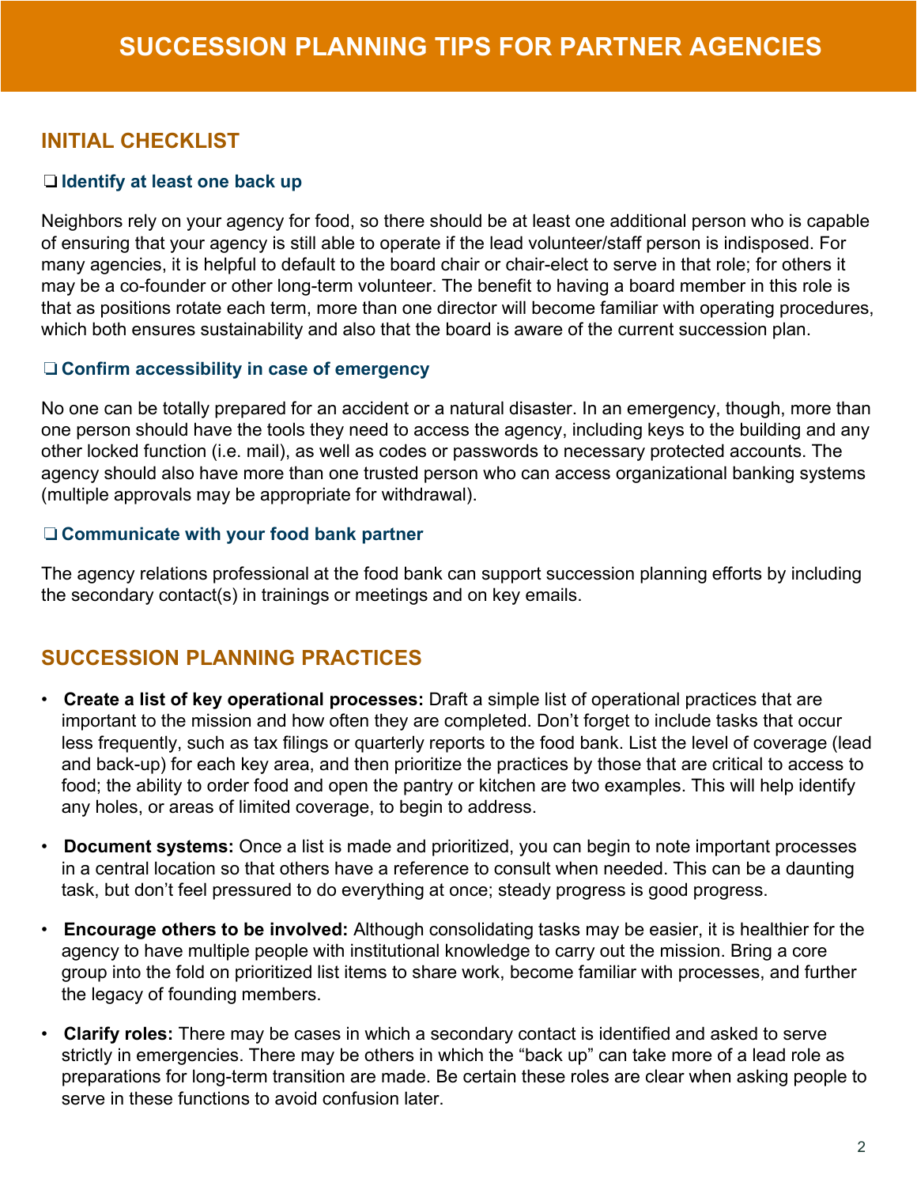# SUCCESSION PLANNING TIPS FOR PARTNER AGENCIES

## INITIAL CHECKLIST

### ❑ Identify at least one back up

Neighbors rely on your agency for food, so there should be at least one additional person who is capable of ensuring that your agency is still able to operate if the lead volunteer/staff person is indisposed. For many agencies, it is helpful to default to the board chair or chair-elect to serve in that role; for others it may be a co-founder or other long-term volunteer. The benefit to having a board member in this role is that as positions rotate each term, more than one director will become familiar with operating procedures, which both ensures sustainability and also that the board is aware of the current succession plan.

### ❑ Confirm accessibility in case of emergency

No one can be totally prepared for an accident or a natural disaster. In an emergency, though, more than one person should have the tools they need to access the agency, including keys to the building and any other locked function (i.e. mail), as well as codes or passwords to necessary protected accounts. The agency should also have more than one trusted person who can access organizational banking systems (multiple approvals may be appropriate for withdrawal).

### ❑ Communicate with your food bank partner

The agency relations professional at the food bank can support succession planning efforts by including the secondary contact(s) in trainings or meetings and on key emails.

## SUCCESSION PLANNING PRACTICES

- **Create a list of key operational processes:** Draft a simple list of operational practices that are important to the mission and how often they are completed. Don't forget to include tasks that occur less frequently, such as tax filings or quarterly reports to the food bank. List the level of coverage (lead and back-up) for each key area, and then prioritize the practices by those that are critical to access to food; the ability to order food and open the pantry or kitchen are two examples. This will help identify any holes, or areas of limited coverage, to begin to address.

- **Document systems:** Once a list is made and prioritized, you can begin to note important processes in a central location so that others have a reference to consult when needed. This can be a daunting task, but don't feel pressured to do everything at once; steady progress is good progress.

- **Encourage others to be involved:** Although consolidating tasks may be easier, it is healthier for the agency to have multiple people with institutional knowledge to carry out the mission. Bring a core group into the fold on prioritized list items to share work, become familiar with processes, and further the legacy of founding members.

- **Clarify roles:** There may be cases in which a secondary contact is identified and asked to serve strictly in emergencies. There may be others in which the "back up" can take more of a lead role as preparations for long-term transition are made. Be certain these roles are clear when asking people to serve in these functions to avoid confusion later.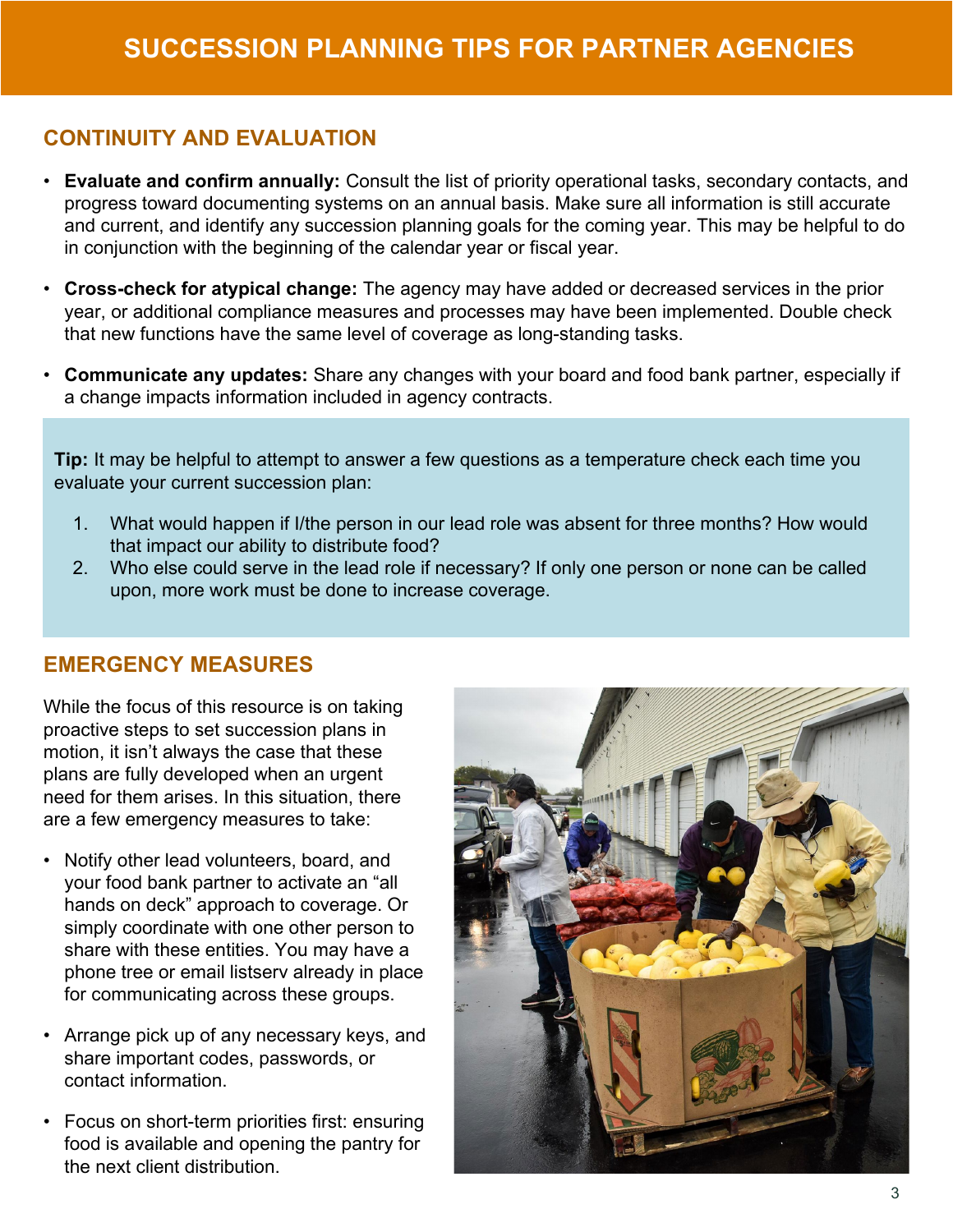# SUCCESSION PLANNING TIPS FOR PARTNER AGENCIES

## CONTINUITY AND EVALUATION

- **Evaluate and confirm annually:** Consult the list of priority operational tasks, secondary contacts, and progress toward documenting systems on an annual basis. Make sure all information is still accurate and current, and identify any succession planning goals for the coming year. This may be helpful to do in conjunction with the beginning of the calendar year or fiscal year.
- **Cross-check for atypical change:** The agency may have added or decreased services in the prior year, or additional compliance measures and processes may have been implemented. Double check that new functions have the same level of coverage as long-standing tasks.
- **Communicate any updates:** Share any changes with your board and food bank partner, especially if a change impacts information included in agency contracts.

**Tip:** It may be helpful to attempt to answer a few questions as a temperature check each time you evaluate your current succession plan:

1. What would happen if I/the person in our lead role was absent for three months? How would that impact our ability to distribute food?
2. Who else could serve in the lead role if necessary? If only one person or none can be called upon, more work must be done to increase coverage.

## EMERGENCY MEASURES

While the focus of this resource is on taking proactive steps to set succession plans in motion, it isn't always the case that these plans are fully developed when an urgent need for them arises. In this situation, there are a few emergency measures to take:

- Notify other lead volunteers, board, and your food bank partner to activate an "all hands on deck" approach to coverage. Or simply coordinate with one other person to share with these entities. You may have a phone tree or email listserv already in place for communicating across these groups.
- Arrange pick up of any necessary keys, and share important codes, passwords, or contact information.
- Focus on short-term priorities first: ensuring food is available and opening the pantry for the next client distribution.